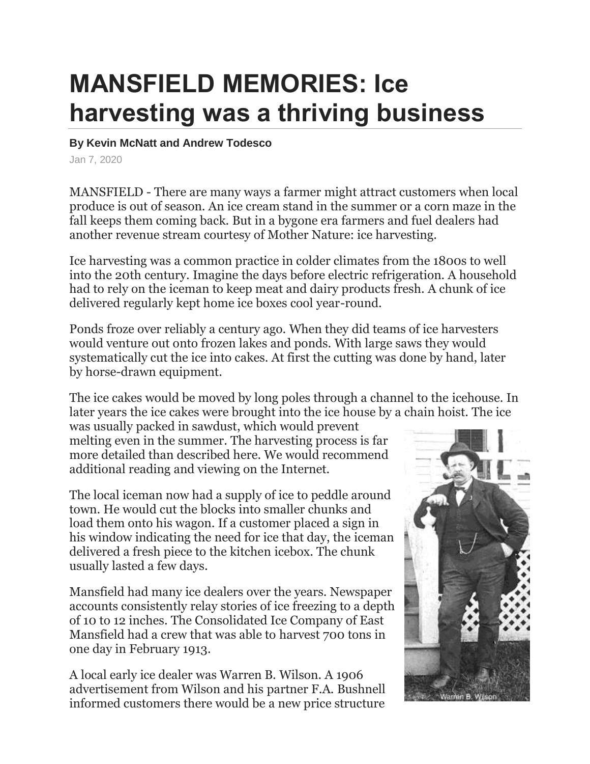# MANSFIELD MEMORIES: Ice harvesting was a thriving business

**By Kevin McNatt and Andrew Todesco**

Jan 7, 2020

MANSFIELD - There are many ways a farmer might attract customers when local produce is out of season. An ice cream stand in the summer or a corn maze in the fall keeps them coming back. But in a bygone era farmers and fuel dealers had another revenue stream courtesy of Mother Nature: ice harvesting.

Ice harvesting was a common practice in colder climates from the 1800s to well into the 20th century. Imagine the days before electric refrigeration. A household had to rely on the iceman to keep meat and dairy products fresh. A chunk of ice delivered regularly kept home ice boxes cool year-round.

Ponds froze over reliably a century ago. When they did teams of ice harvesters would venture out onto frozen lakes and ponds. With large saws they would systematically cut the ice into cakes. At first the cutting was done by hand, later by horse-drawn equipment.

The ice cakes would be moved by long poles through a channel to the icehouse. In later years the ice cakes were brought into the ice house by a chain hoist. The ice was usually packed in sawdust, which would prevent melting even in the summer. The harvesting process is far more detailed than described here. We would recommend additional reading and viewing on the Internet.

The local iceman now had a supply of ice to peddle around town. He would cut the blocks into smaller chunks and load them onto his wagon. If a customer placed a sign in his window indicating the need for ice that day, the iceman delivered a fresh piece to the kitchen icebox. The chunk usually lasted a few days.

Mansfield had many ice dealers over the years. Newspaper accounts consistently relay stories of ice freezing to a depth of 10 to 12 inches. The Consolidated Ice Company of East Mansfield had a crew that was able to harvest 700 tons in one day in February 1913.

Warren B. Wilson

A local early ice dealer was Warren B. Wilson. A 1906 advertisement from Wilson and his partner F.A. Bushnell informed customers there would be a new price structure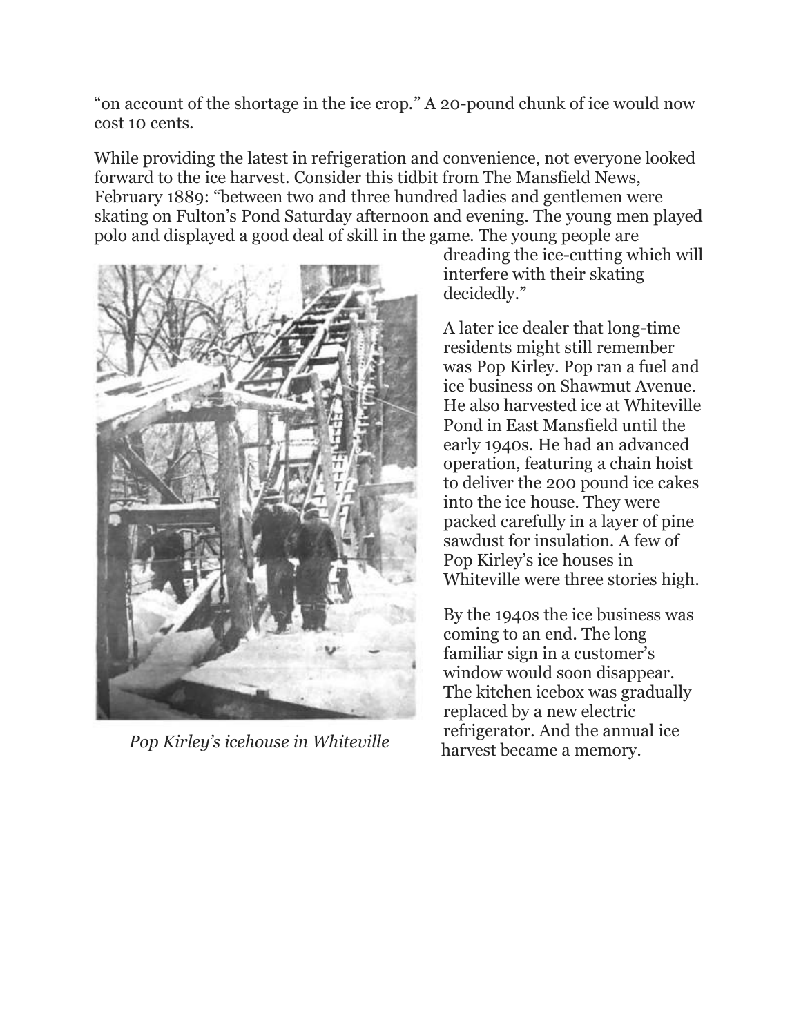"on account of the shortage in the ice crop." A 20-pound chunk of ice would now cost 10 cents.

While providing the latest in refrigeration and convenience, not everyone looked forward to the ice harvest. Consider this tidbit from The Mansfield News, February 1889: "between two and three hundred ladies and gentlemen were skating on Fulton's Pond Saturday afternoon and evening. The young men played polo and displayed a good deal of skill in the game. The young people are dreading the ice-cutting which will interfere with their skating decidedly."

*Pop Kirley's icehouse in Whiteville*

A later ice dealer that long-time residents might still remember was Pop Kirley. Pop ran a fuel and ice business on Shawmut Avenue. He also harvested ice at Whiteville Pond in East Mansfield until the early 1940s. He had an advanced operation, featuring a chain hoist to deliver the 200 pound ice cakes into the ice house. They were packed carefully in a layer of pine sawdust for insulation. A few of Pop Kirley's ice houses in Whiteville were three stories high.

By the 1940s the ice business was coming to an end. The long familiar sign in a customer's window would soon disappear. The kitchen icebox was gradually replaced by a new electric refrigerator. And the annual ice harvest became a memory.